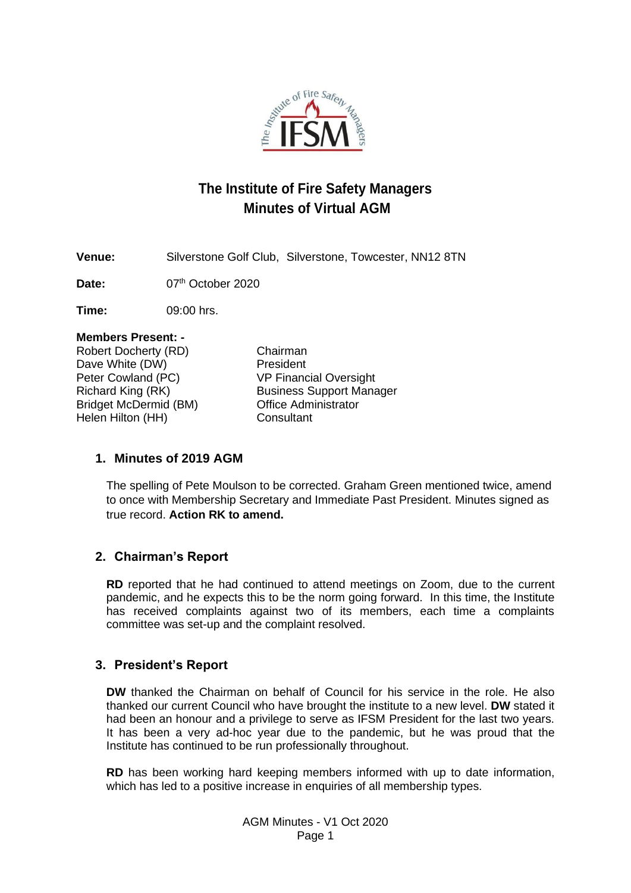# The Institute of Fire Safety Managers
## Minutes of Virtual AGM

**Venue:** Silverstone Golf Club, Silverstone, Towcester, NN12 8TN

**Date:** 07th October 2020

**Time:** 09:00 hrs.

**Members Present: -**

| | |
|---|---|
| Robert Docherty (RD) | Chairman |
| Dave White (DW) | President |
| Peter Cowland (PC) | VP Financial Oversight |
| Richard King (RK) | Business Support Manager |
| Bridget McDermid (BM) | Office Administrator |
| Helen Hilton (HH) | Consultant |

### 1. Minutes of 2019 AGM

The spelling of Pete Moulson to be corrected. Graham Green mentioned twice, amend to once with Membership Secretary and Immediate Past President. Minutes signed as true record. **Action RK to amend.**

### 2. Chairman's Report

**RD** reported that he had continued to attend meetings on Zoom, due to the current pandemic, and he expects this to be the norm going forward. In this time, the Institute has received complaints against two of its members, each time a complaints committee was set-up and the complaint resolved.

### 3. President's Report

**DW** thanked the Chairman on behalf of Council for his service in the role. He also thanked our current Council who have brought the institute to a new level. **DW** stated it had been an honour and a privilege to serve as IFSM President for the last two years. It has been a very ad-hoc year due to the pandemic, but he was proud that the Institute has continued to be run professionally throughout.

**RD** has been working hard keeping members informed with up to date information, which has led to a positive increase in enquiries of all membership types.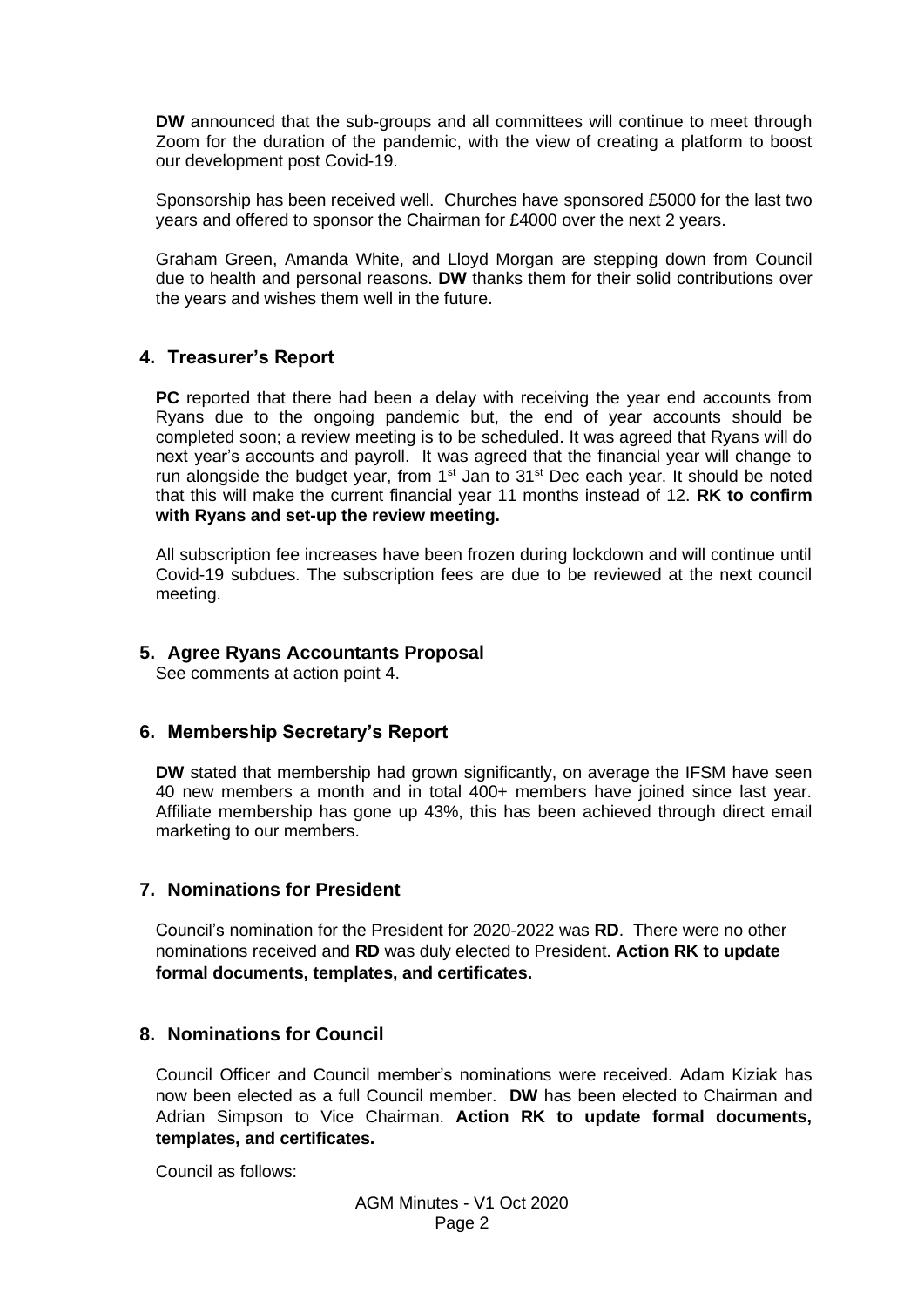**DW** announced that the sub-groups and all committees will continue to meet through Zoom for the duration of the pandemic, with the view of creating a platform to boost our development post Covid-19.

Sponsorship has been received well. Churches have sponsored £5000 for the last two years and offered to sponsor the Chairman for £4000 over the next 2 years.

Graham Green, Amanda White, and Lloyd Morgan are stepping down from Council due to health and personal reasons. **DW** thanks them for their solid contributions over the years and wishes them well in the future.

## 4. Treasurer's Report

**PC** reported that there had been a delay with receiving the year end accounts from Ryans due to the ongoing pandemic but, the end of year accounts should be completed soon; a review meeting is to be scheduled. It was agreed that Ryans will do next year's accounts and payroll. It was agreed that the financial year will change to run alongside the budget year, from 1st Jan to 31st Dec each year. It should be noted that this will make the current financial year 11 months instead of 12. **RK to confirm with Ryans and set-up the review meeting.**

All subscription fee increases have been frozen during lockdown and will continue until Covid-19 subdues. The subscription fees are due to be reviewed at the next council meeting.

## 5. Agree Ryans Accountants Proposal

See comments at action point 4.

## 6. Membership Secretary's Report

**DW** stated that membership had grown significantly, on average the IFSM have seen 40 new members a month and in total 400+ members have joined since last year. Affiliate membership has gone up 43%, this has been achieved through direct email marketing to our members.

## 7. Nominations for President

Council's nomination for the President for 2020-2022 was **RD**. There were no other nominations received and **RD** was duly elected to President. **Action RK to update formal documents, templates, and certificates.**

## 8. Nominations for Council

Council Officer and Council member's nominations were received. Adam Kiziak has now been elected as a full Council member. **DW** has been elected to Chairman and Adrian Simpson to Vice Chairman. **Action RK to update formal documents, templates, and certificates.**

Council as follows: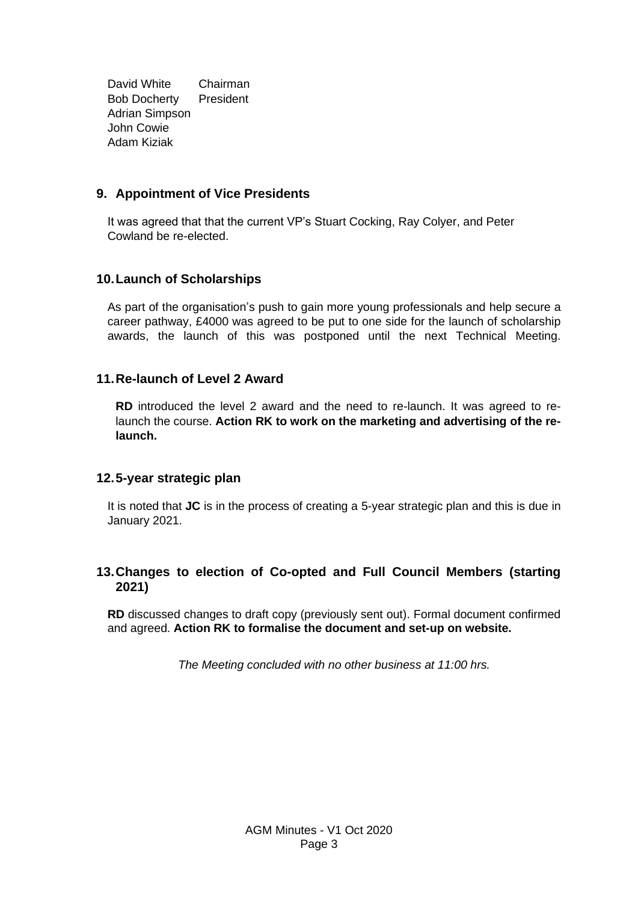| | |
|---|---|
| David White | Chairman |
| Bob Docherty | President |
| Adrian Simpson | |
| John Cowie | |
| Adam Kiziak | |

## 9. Appointment of Vice Presidents

It was agreed that that the current VP's Stuart Cocking, Ray Colyer, and Peter Cowland be re-elected.

## 10. Launch of Scholarships

As part of the organisation's push to gain more young professionals and help secure a career pathway, £4000 was agreed to be put to one side for the launch of scholarship awards, the launch of this was postponed until the next Technical Meeting.

## 11. Re-launch of Level 2 Award

**RD** introduced the level 2 award and the need to re-launch. It was agreed to re-launch the course. **Action RK to work on the marketing and advertising of the re-launch.**

## 12. 5-year strategic plan

It is noted that **JC** is in the process of creating a 5-year strategic plan and this is due in January 2021.

## 13. Changes to election of Co-opted and Full Council Members (starting 2021)

**RD** discussed changes to draft copy (previously sent out). Formal document confirmed and agreed. **Action RK to formalise the document and set-up on website.**

*The Meeting concluded with no other business at 11:00 hrs.*

AGM Minutes - V1 Oct 2020